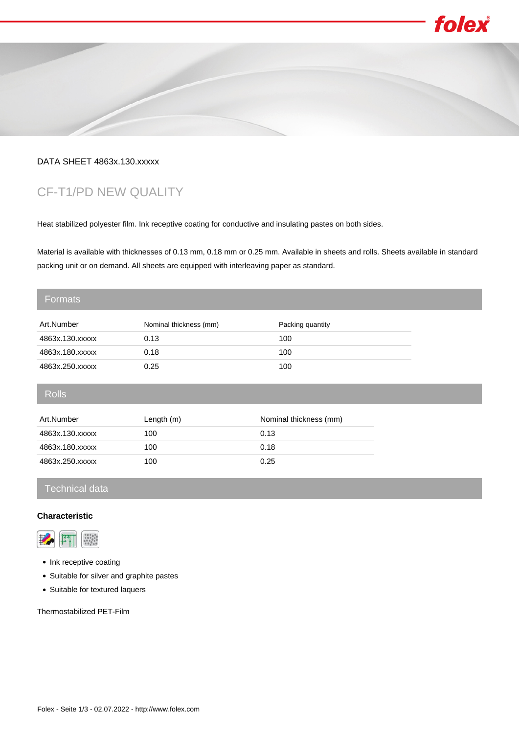DATA SHEET 4863x.130.xxxxx

# CF-T1/PD NEW QUALITY

Heat stabilized polyester film. Ink receptive coating for conductive and insulating pastes on both sides.

Material is available with thicknesses of 0.13 mm, 0.18 mm or 0.25 mm. Available in sheets and rolls. Sheets available in standard packing unit or on demand. All sheets are equipped with interleaving paper as standard.

## Formats

| Art.Number | Nominal thickness (mm) | Packing quantity |
| --- | --- | --- |
| 4863x.130.xxxxx | 0.13 | 100 |
| 4863x.180.xxxxx | 0.18 | 100 |
| 4863x.250.xxxxx | 0.25 | 100 |

## Rolls

| Art.Number | Length (m) | Nominal thickness (mm) |
| --- | --- | --- |
| 4863x.130.xxxxx | 100 | 0.13 |
| 4863x.180.xxxxx | 100 | 0.18 |
| 4863x.250.xxxxx | 100 | 0.25 |

## Technical data

**Characteristic**

- Ink receptive coating
- Suitable for silver and graphite pastes
- Suitable for textured laquers

Thermostabilized PET-Film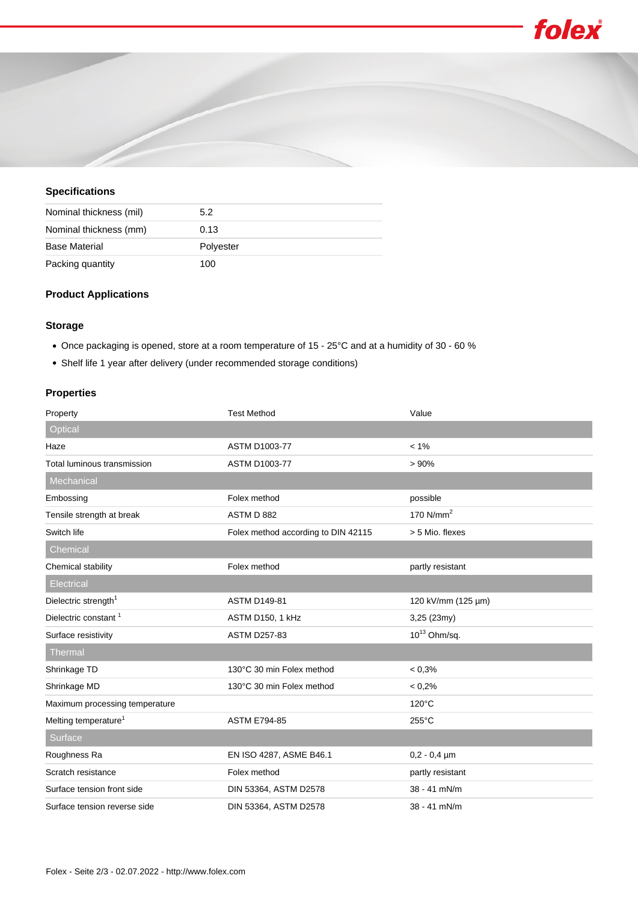### Specifications

| | |
|---|---|
| Nominal thickness (mil) | 5.2 |
| Nominal thickness (mm) | 0.13 |
| Base Material | Polyester |
| Packing quantity | 100 |

### Product Applications

### Storage

- Once packaging is opened, store at a room temperature of 15 - 25°C and at a humidity of 30 - 60 %
- Shelf life 1 year after delivery (under recommended storage conditions)

### Properties

| Property | Test Method | Value |
|---|---|---|
| **Optical** | | |
| Haze | ASTM D1003-77 | < 1% |
| Total luminous transmission | ASTM D1003-77 | > 90% |
| **Mechanical** | | |
| Embossing | Folex method | possible |
| Tensile strength at break | ASTM D 882 | 170 $N/mm^2$ |
| Switch life | Folex method according to DIN 42115 | > 5 Mio. flexes |
| **Chemical** | | |
| Chemical stability | Folex method | partly resistant |
| **Electrical** | | |
| Dielectric strength[1] | ASTM D149-81 | 120 kV/mm (125 µm) |
| Dielectric constant [1] | ASTM D150, 1 kHz | 3,25 (23my) |
| Surface resistivity | ASTM D257-83 | $10^{13}$ Ohm/sq. |
| **Thermal** | | |
| Shrinkage TD | 130°C 30 min Folex method | < 0,3% |
| Shrinkage MD | 130°C 30 min Folex method | < 0,2% |
| Maximum processing temperature | | 120°C |
| Melting temperature[1] | ASTM E794-85 | 255°C |
| **Surface** | | |
| Roughness Ra | EN ISO 4287, ASME B46.1 | 0,2 - 0,4 µm |
| Scratch resistance | Folex method | partly resistant |
| Surface tension front side | DIN 53364, ASTM D2578 | 38 - 41 mN/m |
| Surface tension reverse side | DIN 53364, ASTM D2578 | 38 - 41 mN/m |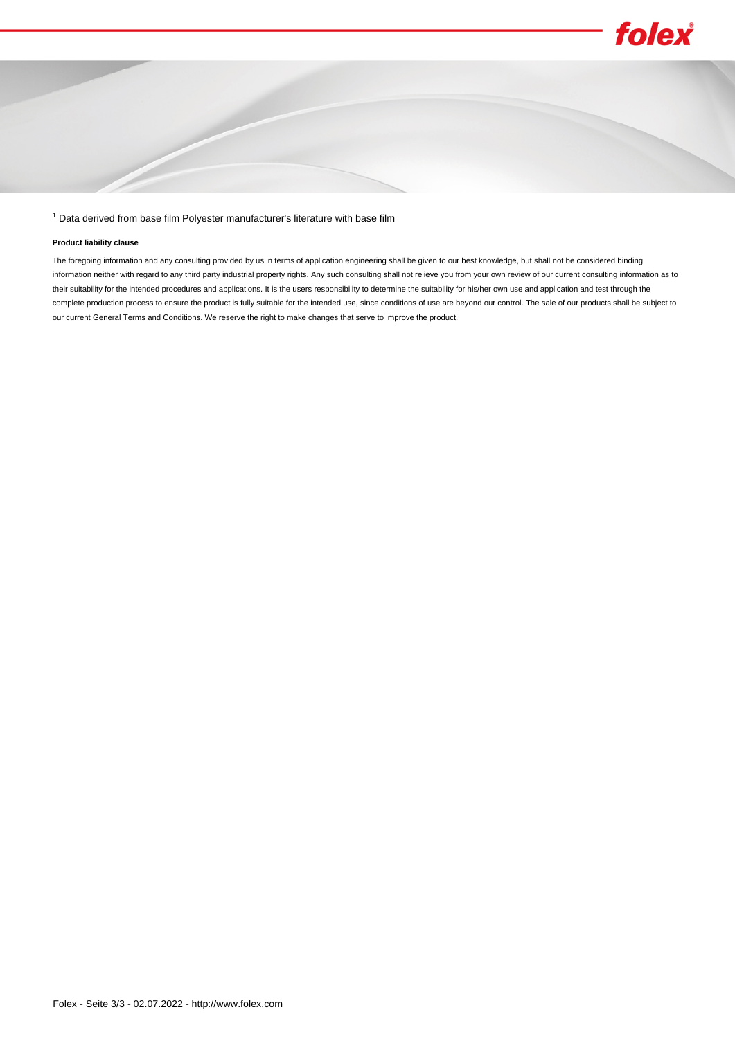[1] Data derived from base film Polyester manufacturer's literature with base film

**Product liability clause**

The foregoing information and any consulting provided by us in terms of application engineering shall be given to our best knowledge, but shall not be considered binding information neither with regard to any third party industrial property rights. Any such consulting shall not relieve you from your own review of our current consulting information as to their suitability for the intended procedures and applications. It is the users responsibility to determine the suitability for his/her own use and application and test through the complete production process to ensure the product is fully suitable for the intended use, since conditions of use are beyond our control. The sale of our products shall be subject to our current General Terms and Conditions. We reserve the right to make changes that serve to improve the product.